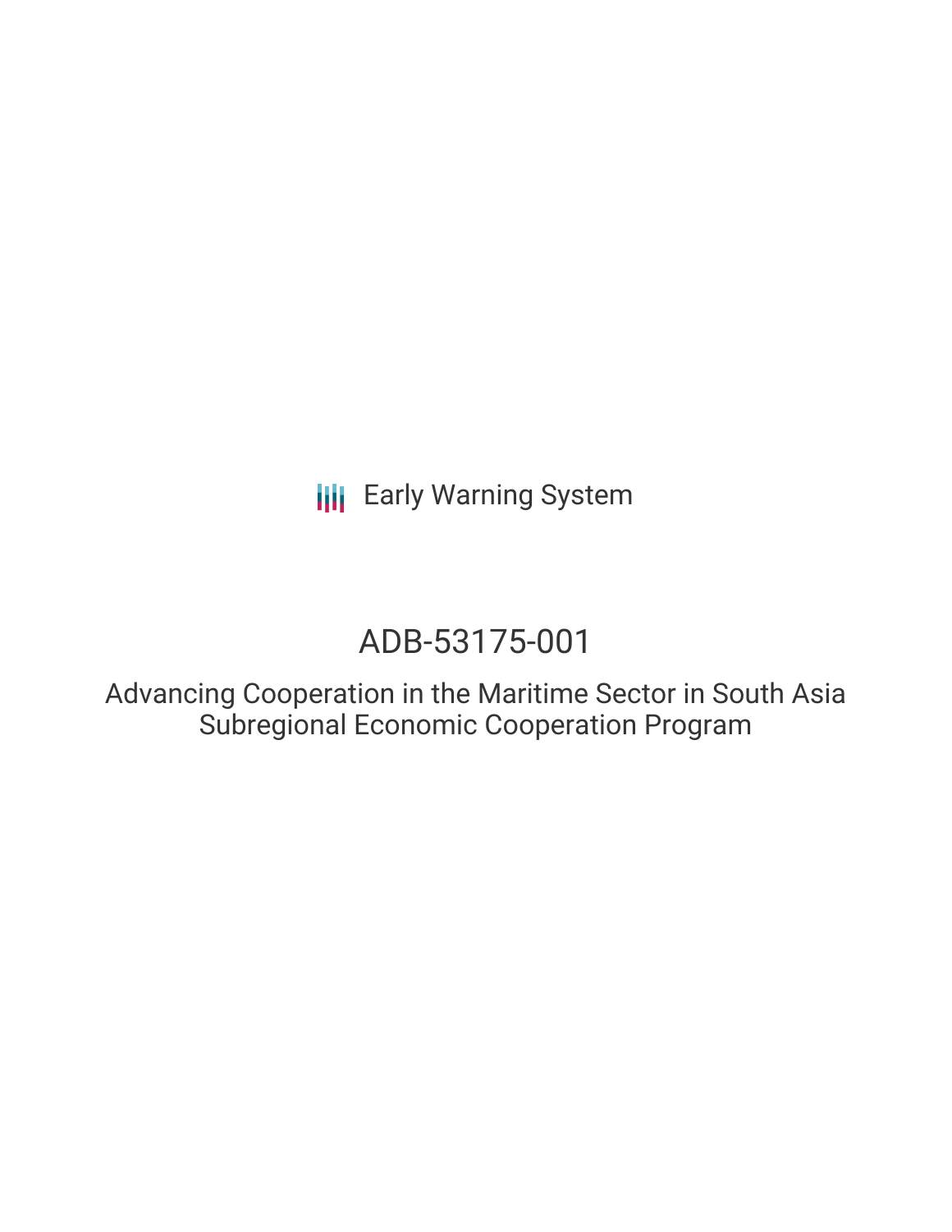Early Warning System

# ADB-53175-001

## Advancing Cooperation in the Maritime Sector in South Asia Subregional Economic Cooperation Program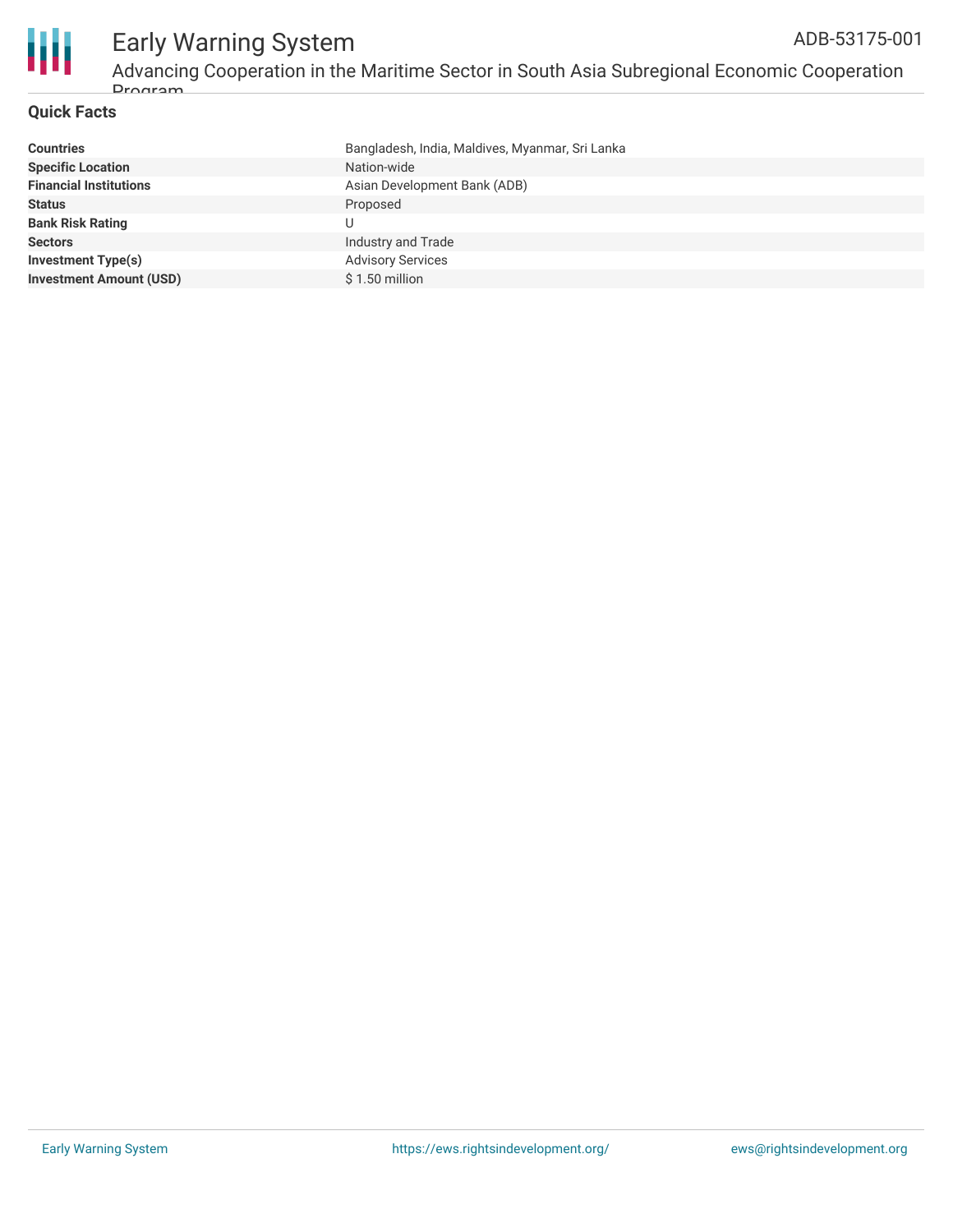## Quick Facts

| | |
|---|---|
| **Countries** | Bangladesh, India, Maldives, Myanmar, Sri Lanka |
| **Specific Location** | Nation-wide |
| **Financial Institutions** | Asian Development Bank (ADB) |
| **Status** | Proposed |
| **Bank Risk Rating** | U |
| **Sectors** | Industry and Trade |
| **Investment Type(s)** | Advisory Services |
| **Investment Amount (USD)** | $ 1.50 million |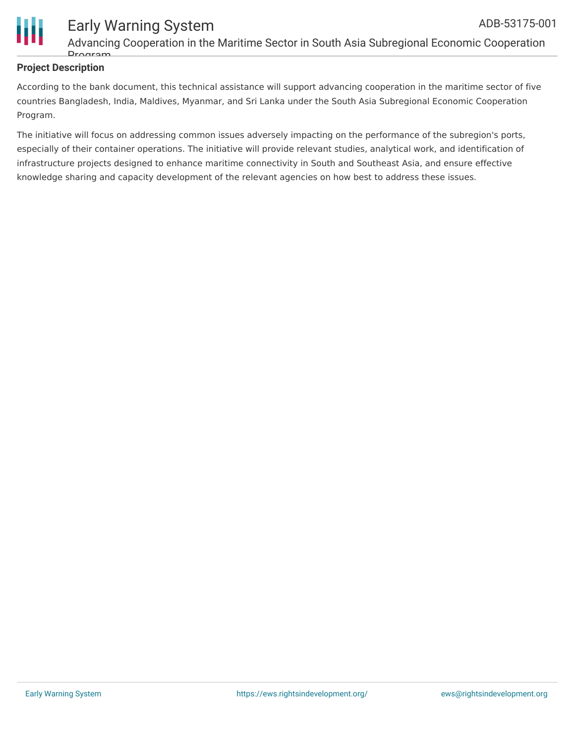## Project Description

According to the bank document, this technical assistance will support advancing cooperation in the maritime sector of five countries Bangladesh, India, Maldives, Myanmar, and Sri Lanka under the South Asia Subregional Economic Cooperation Program.

The initiative will focus on addressing common issues adversely impacting on the performance of the subregion's ports, especially of their container operations. The initiative will provide relevant studies, analytical work, and identification of infrastructure projects designed to enhance maritime connectivity in South and Southeast Asia, and ensure effective knowledge sharing and capacity development of the relevant agencies on how best to address these issues.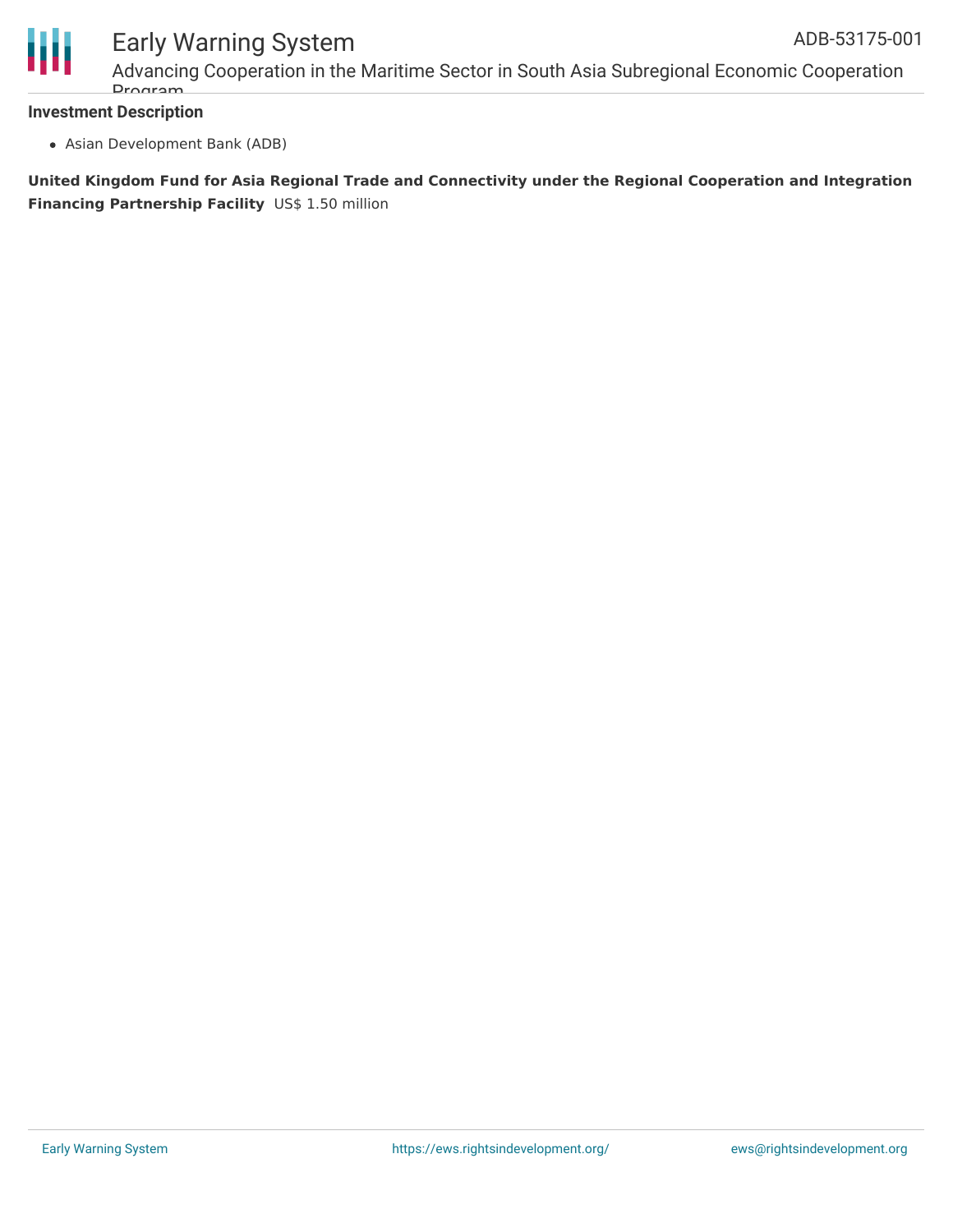**Investment Description**

- Asian Development Bank (ADB)

**United Kingdom Fund for Asia Regional Trade and Connectivity under the Regional Cooperation and Integration Financing Partnership Facility** US$ 1.50 million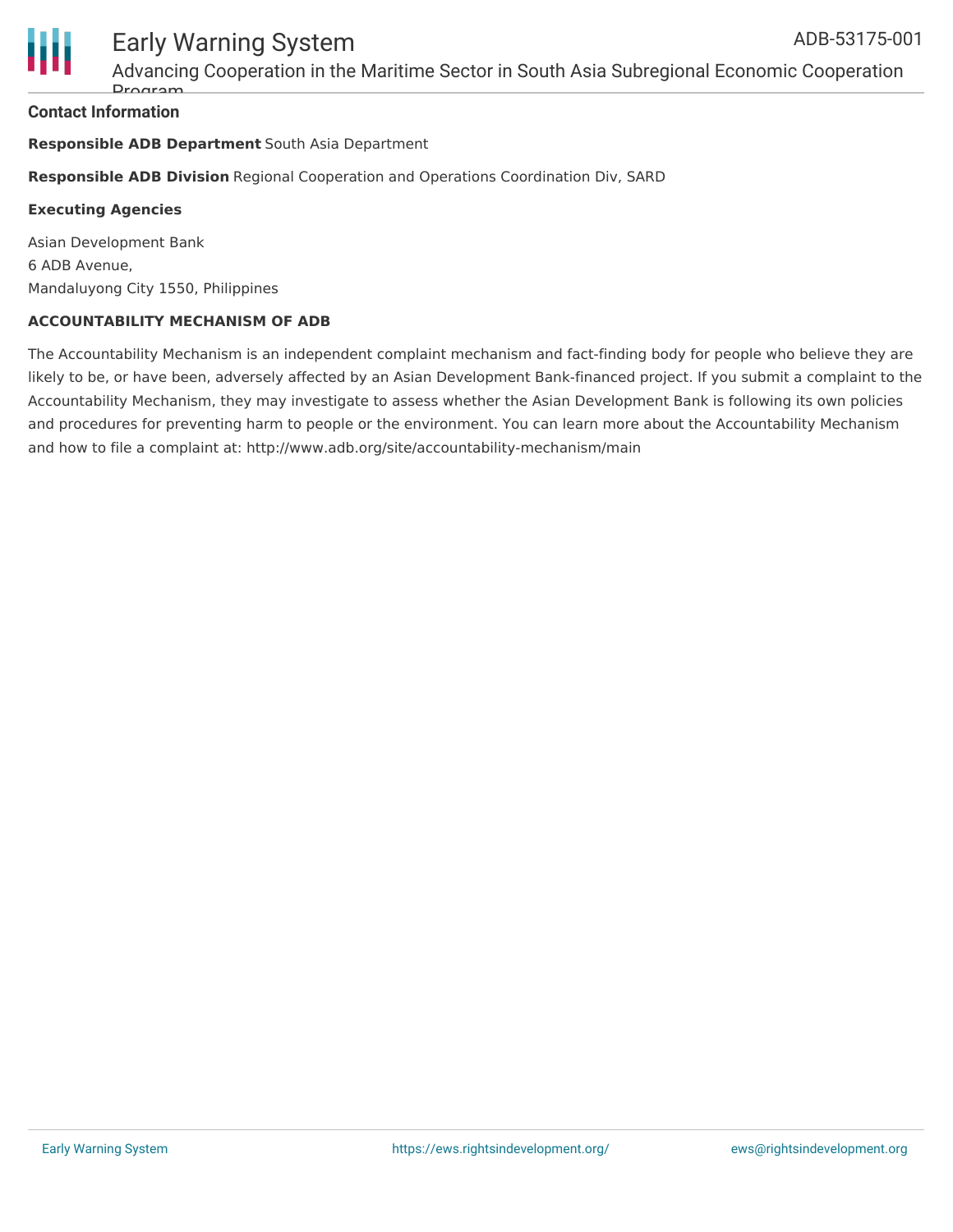### Contact Information

**Responsible ADB Department** South Asia Department

**Responsible ADB Division** Regional Cooperation and Operations Coordination Div, SARD

**Executing Agencies**

Asian Development Bank
6 ADB Avenue,
Mandaluyong City 1550, Philippines

**ACCOUNTABILITY MECHANISM OF ADB**

The Accountability Mechanism is an independent complaint mechanism and fact-finding body for people who believe they are likely to be, or have been, adversely affected by an Asian Development Bank-financed project. If you submit a complaint to the Accountability Mechanism, they may investigate to assess whether the Asian Development Bank is following its own policies and procedures for preventing harm to people or the environment. You can learn more about the Accountability Mechanism and how to file a complaint at: http://www.adb.org/site/accountability-mechanism/main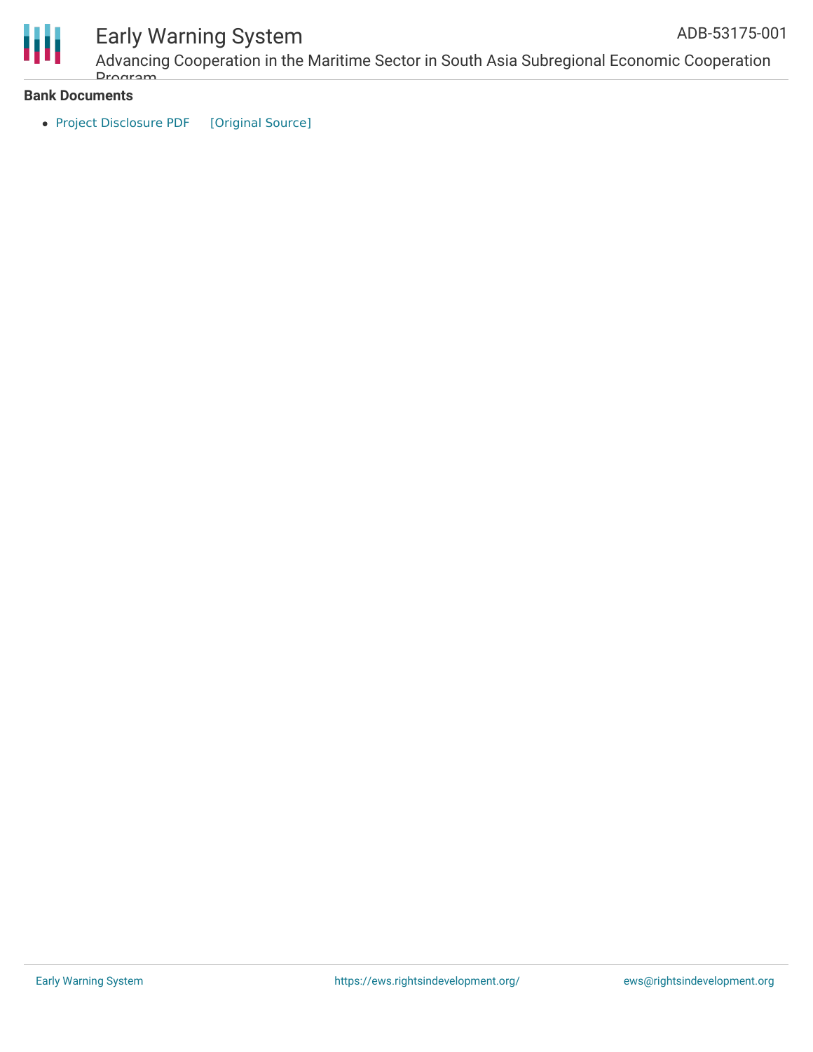**Bank Documents**

- Project Disclosure PDF [Original Source]